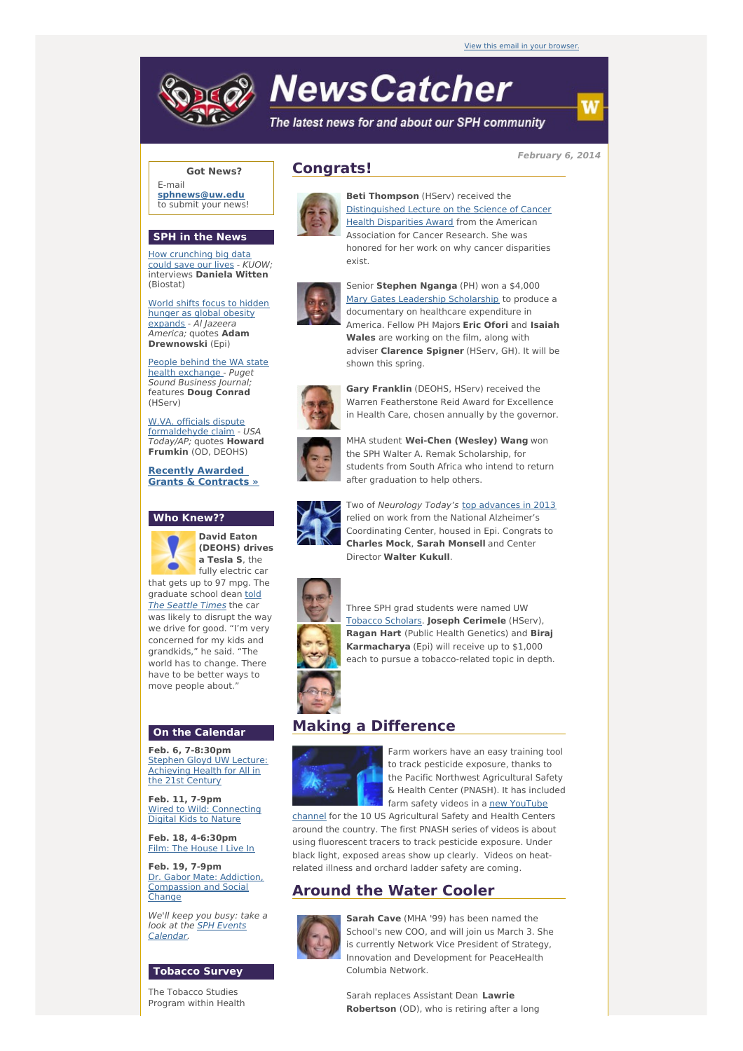View this email in your browser.

# NewsCatcher

*The latest news for and about our SPH community*

***February 6, 2014***

**Got News?**

E-mail **sphnews@uw.edu** to submit your news!

## SPH in the News

How crunching big data could save our lives - *KUOW;* interviews **Daniela Witten** (Biostat)

World shifts focus to hidden hunger as global obesity expands - *Al Jazeera America;* quotes **Adam Drewnowski** (Epi)

People behind the WA state health exchange - *Puget Sound Business Journal;* features **Doug Conrad** (HServ)

W.VA. officials dispute formaldehyde claim - *USA Today/AP;* quotes **Howard Frumkin** (OD, DEOHS)

**Recently Awarded Grants & Contracts »**

## Who Knew??

**David Eaton (DEOHS) drives a Tesla S**, the fully electric car that gets up to 97 mpg. The graduate school dean told *The Seattle Times* the car was likely to disrupt the way we drive for good. "I'm very concerned for my kids and grandkids," he said. "The world has to change. There have to be better ways to move people about."

## On the Calendar

**Feb. 6, 7-8:30pm**
Stephen Gloyd UW Lecture: Achieving Health for All in the 21st Century

**Feb. 11, 7-9pm**
Wired to Wild: Connecting Digital Kids to Nature

**Feb. 18, 4-6:30pm**
Film: The House I Live In

**Feb. 19, 7-9pm**
Dr. Gabor Mate: Addiction, Compassion and Social Change

*We'll keep you busy: take a look at the SPH Events Calendar.*

## Tobacco Survey

The Tobacco Studies Program within Health

## Congrats!

**Beti Thompson** (HServ) received the Distinguished Lecture on the Science of Cancer Health Disparities Award from the American Association for Cancer Research. She was honored for her work on why cancer disparities exist.

Senior **Stephen Nganga** (PH) won a $4,000 Mary Gates Leadership Scholarship to produce a documentary on healthcare expenditure in America. Fellow PH Majors **Eric Ofori** and **Isaiah Wales** are working on the film, along with adviser **Clarence Spigner** (HServ, GH). It will be shown this spring.

**Gary Franklin** (DEOHS, HServ) received the Warren Featherstone Reid Award for Excellence in Health Care, chosen annually by the governor.

MHA student **Wei-Chen (Wesley) Wang** won the SPH Walter A. Remak Scholarship, for students from South Africa who intend to return after graduation to help others.

Two of *Neurology Today's* top advances in 2013 relied on work from the National Alzheimer's Coordinating Center, housed in Epi. Congrats to **Charles Mock**, **Sarah Monsell** and Center Director **Walter Kukull**.

Three SPH grad students were named UW Tobacco Scholars. **Joseph Cerimele** (HServ), **Ragan Hart** (Public Health Genetics) and **Biraj Karmacharya** (Epi) will receive up to $1,000 each to pursue a tobacco-related topic in depth.

## Making a Difference

Farm workers have an easy training tool to track pesticide exposure, thanks to the Pacific Northwest Agricultural Safety & Health Center (PNASH). It has included farm safety videos in a new YouTube channel for the 10 US Agricultural Safety and Health Centers around the country. The first PNASH series of videos is about using fluorescent tracers to track pesticide exposure. Under black light, exposed areas show up clearly. Videos on heat-related illness and orchard ladder safety are coming.

## Around the Water Cooler

**Sarah Cave** (MHA '99) has been named the School's new COO, and will join us March 3. She is currently Network Vice President of Strategy, Innovation and Development for PeaceHealth Columbia Network.

Sarah replaces Assistant Dean **Lawrie Robertson** (OD), who is retiring after a long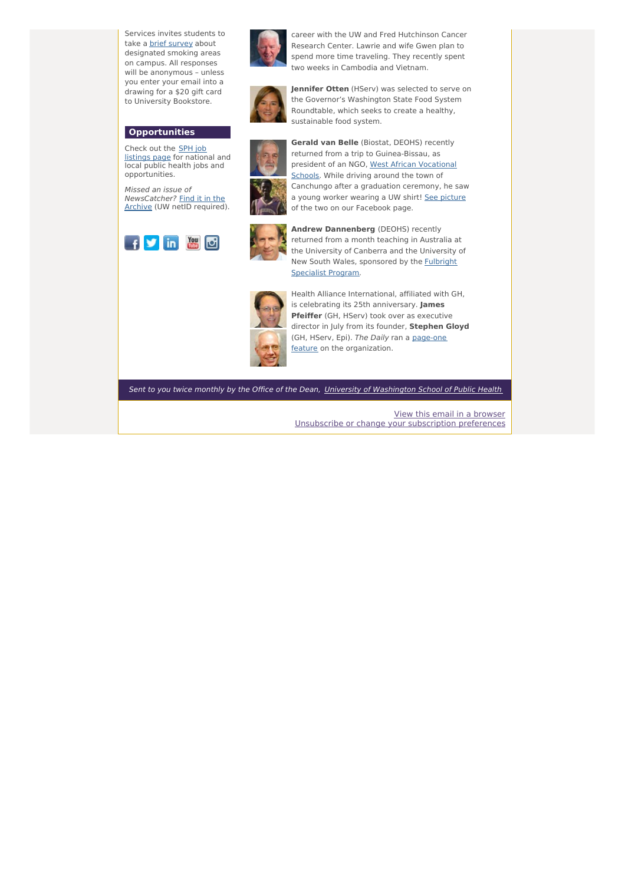Services invites students to take a brief survey about designated smoking areas on campus. All responses will be anonymous – unless you enter your email into a drawing for a $20 gift card to University Bookstore.

## Opportunities

Check out the SPH job listings page for national and local public health jobs and opportunities.

*Missed an issue of NewsCatcher?* Find it in the Archive (UW netID required).

career with the UW and Fred Hutchinson Cancer Research Center. Lawrie and wife Gwen plan to spend more time traveling. They recently spent two weeks in Cambodia and Vietnam.

**Jennifer Otten** (HServ) was selected to serve on the Governor's Washington State Food System Roundtable, which seeks to create a healthy, sustainable food system.

**Gerald van Belle** (Biostat, DEOHS) recently returned from a trip to Guinea-Bissau, as president of an NGO, West African Vocational Schools. While driving around the town of Canchungo after a graduation ceremony, he saw a young worker wearing a UW shirt! See picture of the two on our Facebook page.

**Andrew Dannenberg** (DEOHS) recently returned from a month teaching in Australia at the University of Canberra and the University of New South Wales, sponsored by the Fulbright Specialist Program.

Health Alliance International, affiliated with GH, is celebrating its 25th anniversary. **James Pfeiffer** (GH, HServ) took over as executive director in July from its founder, **Stephen Gloyd** (GH, HServ, Epi). *The Daily* ran a page-one feature on the organization.

*Sent to you twice monthly by the Office of the Dean, University of Washington School of Public Health*

View this email in a browser
Unsubscribe or change your subscription preferences